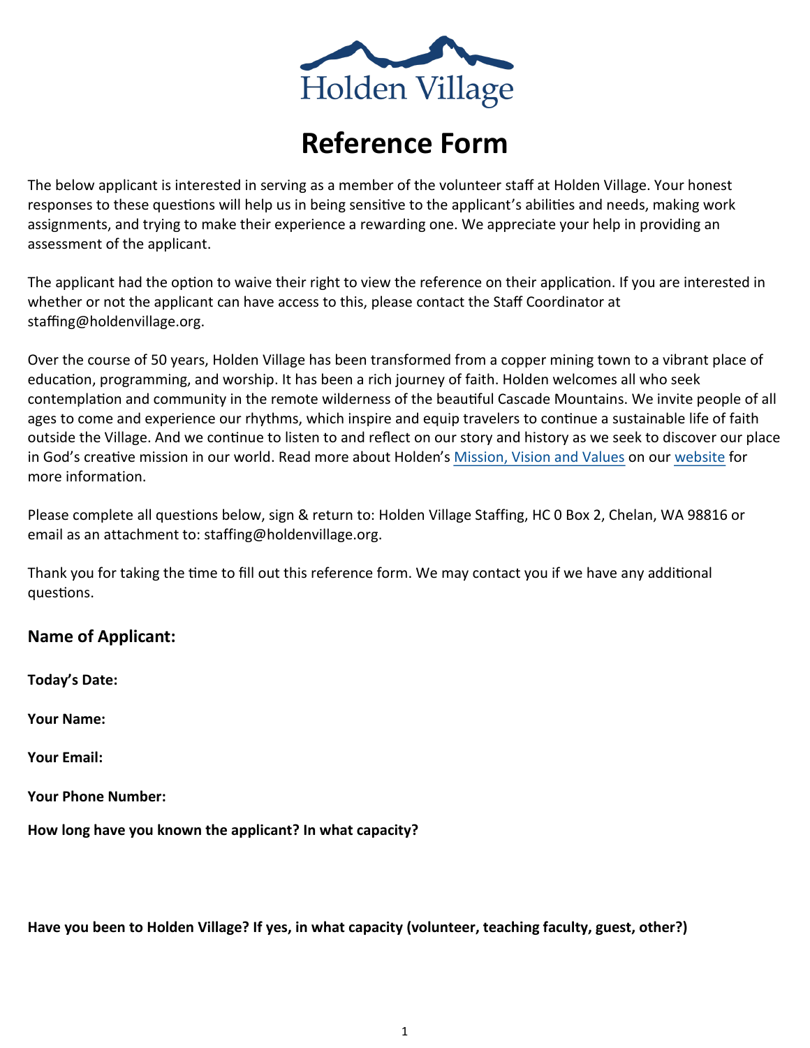Holden Village

# Reference Form

The below applicant is interested in serving as a member of the volunteer staff at Holden Village. Your honest responses to these questions will help us in being sensitive to the applicant's abilities and needs, making work assignments, and trying to make their experience a rewarding one. We appreciate your help in providing an assessment of the applicant.

The applicant had the option to waive their right to view the reference on their application. If you are interested in whether or not the applicant can have access to this, please contact the Staff Coordinator at staffing@holdenvillage.org.

Over the course of 50 years, Holden Village has been transformed from a copper mining town to a vibrant place of education, programming, and worship. It has been a rich journey of faith. Holden welcomes all who seek contemplation and community in the remote wilderness of the beautiful Cascade Mountains. We invite people of all ages to come and experience our rhythms, which inspire and equip travelers to continue a sustainable life of faith outside the Village. And we continue to listen to and reflect on our story and history as we seek to discover our place in God's creative mission in our world. Read more about Holden's Mission, Vision and Values on our website for more information.

Please complete all questions below, sign & return to: Holden Village Staffing, HC 0 Box 2, Chelan, WA 98816 or email as an attachment to: staffing@holdenvillage.org.

Thank you for taking the time to fill out this reference form. We may contact you if we have any additional questions.

### Name of Applicant:

**Today's Date:**

**Your Name:**

**Your Email:**

**Your Phone Number:**

**How long have you known the applicant? In what capacity?**

**Have you been to Holden Village? If yes, in what capacity (volunteer, teaching faculty, guest, other?)**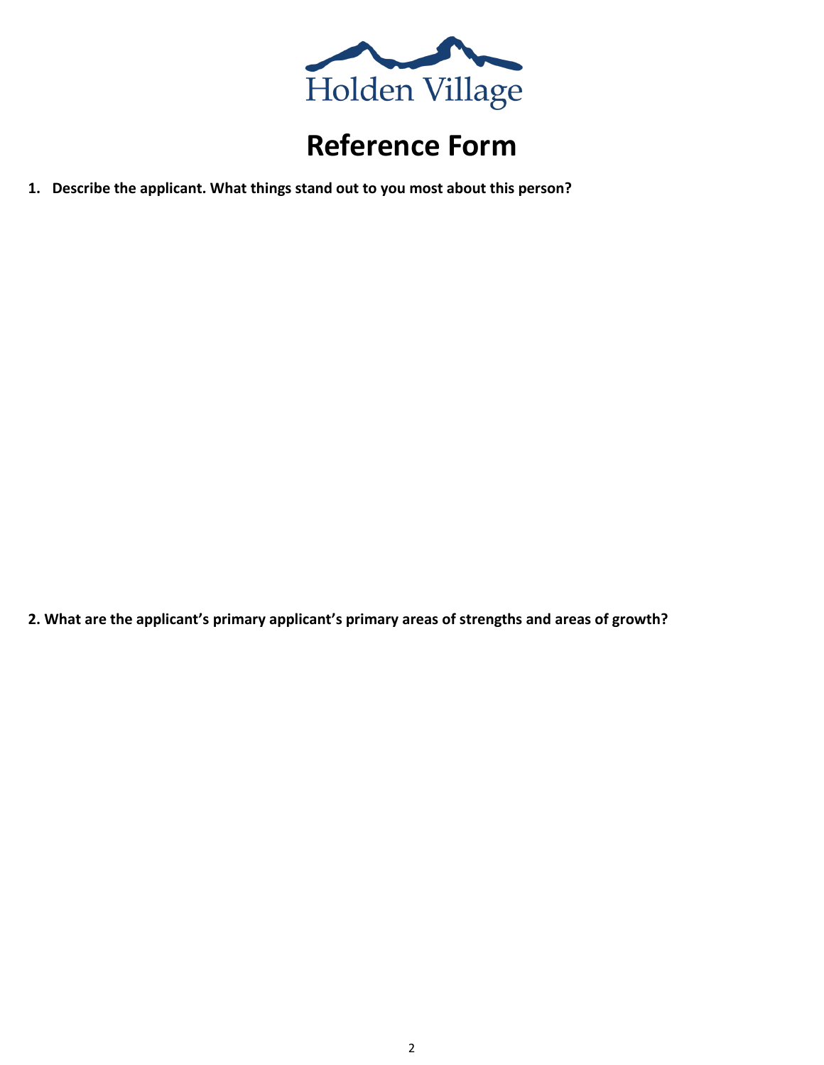Holden Village

# Reference Form

1. **Describe the applicant. What things stand out to you most about this person?**

**2. What are the applicant's primary applicant's primary areas of strengths and areas of growth?**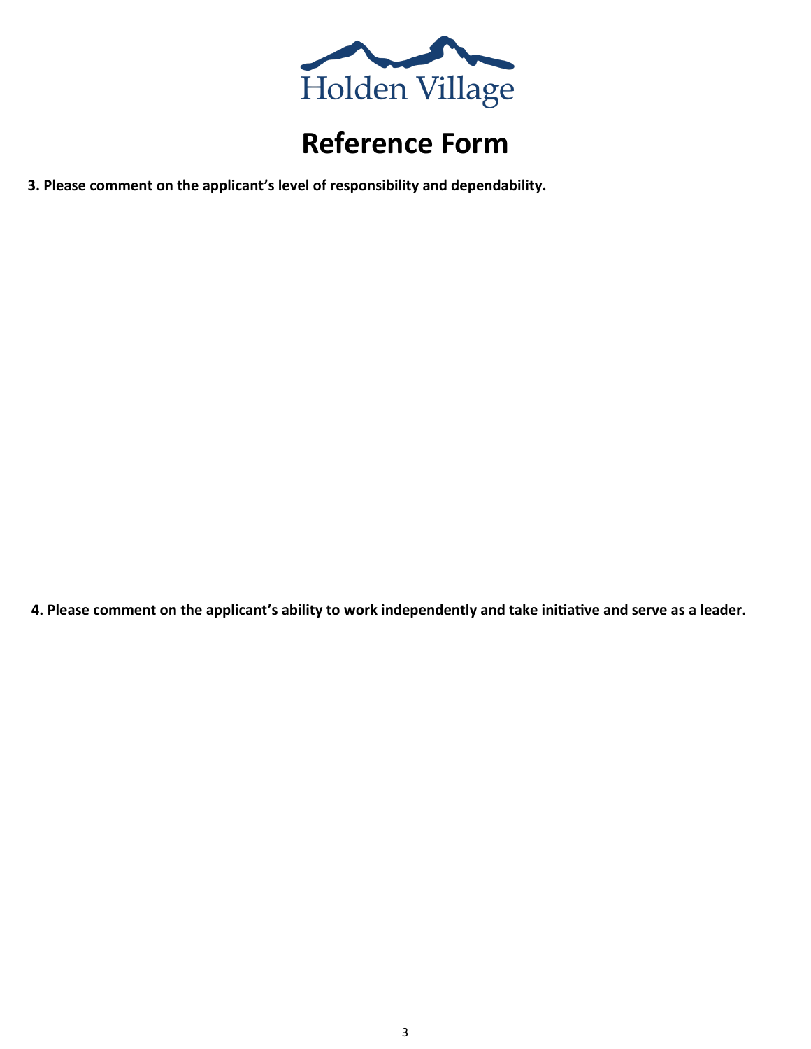Holden Village

# Reference Form

**3. Please comment on the applicant's level of responsibility and dependability.**

**4. Please comment on the applicant's ability to work independently and take initiative and serve as a leader.**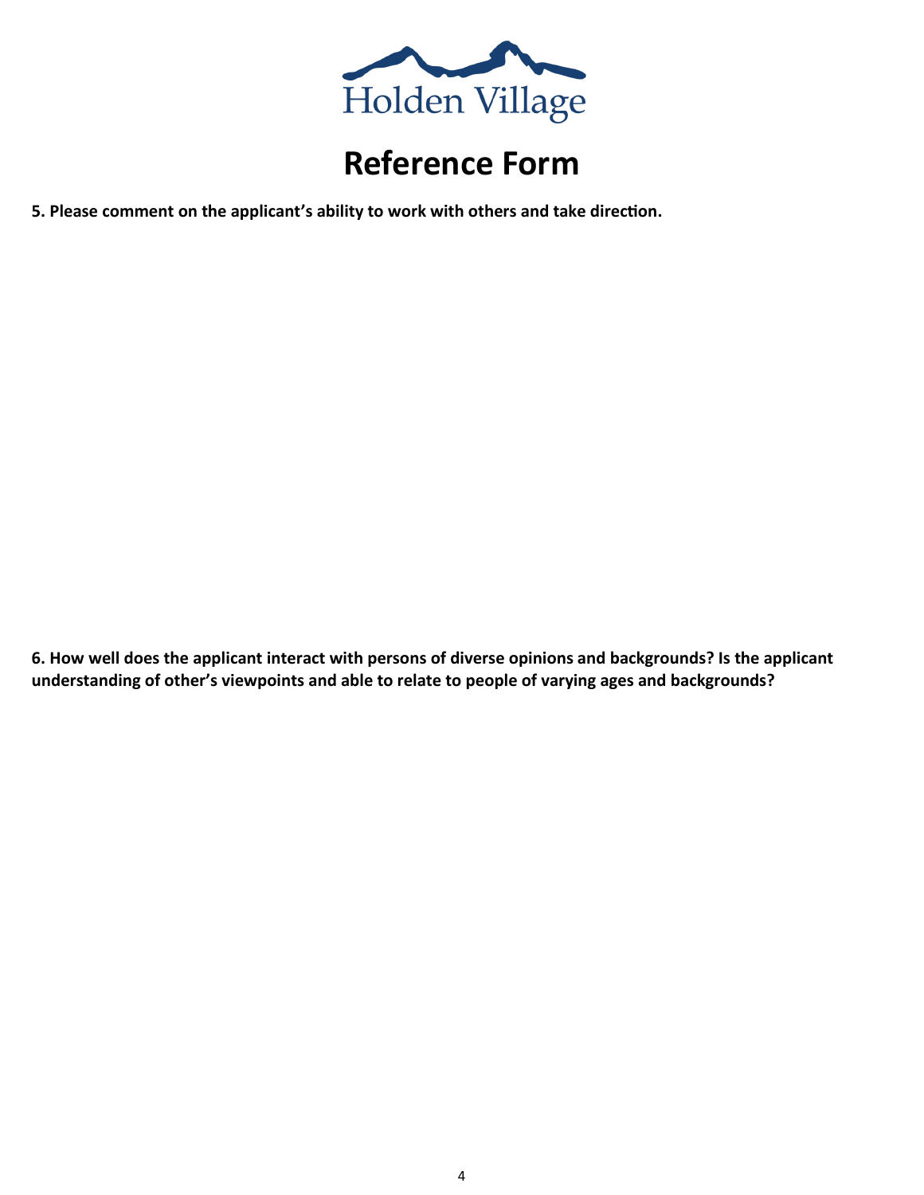Holden Village

# Reference Form

**5. Please comment on the applicant's ability to work with others and take direction.**

**6. How well does the applicant interact with persons of diverse opinions and backgrounds? Is the applicant understanding of other's viewpoints and able to relate to people of varying ages and backgrounds?**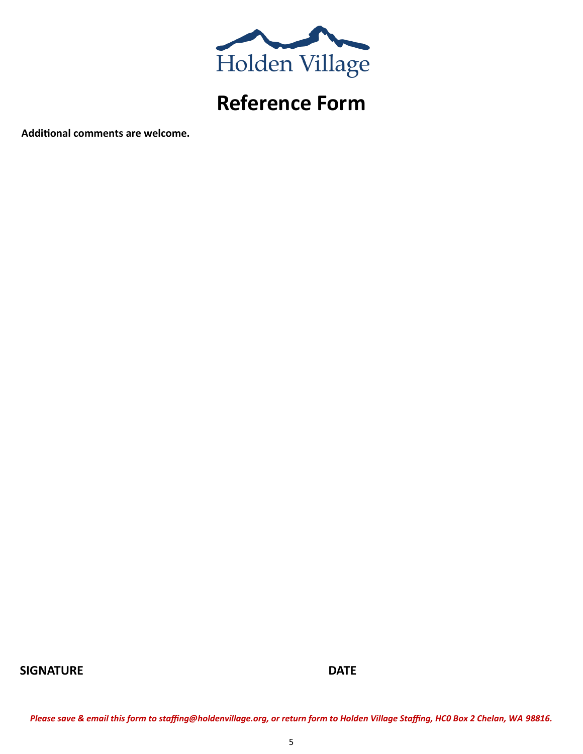Holden Village

# Reference Form

**Additional comments are welcome.**

**SIGNATURE** **DATE**

***Please save & email this form to staffing@holdenvillage.org, or return form to Holden Village Staffing, HC0 Box 2 Chelan, WA 98816.***